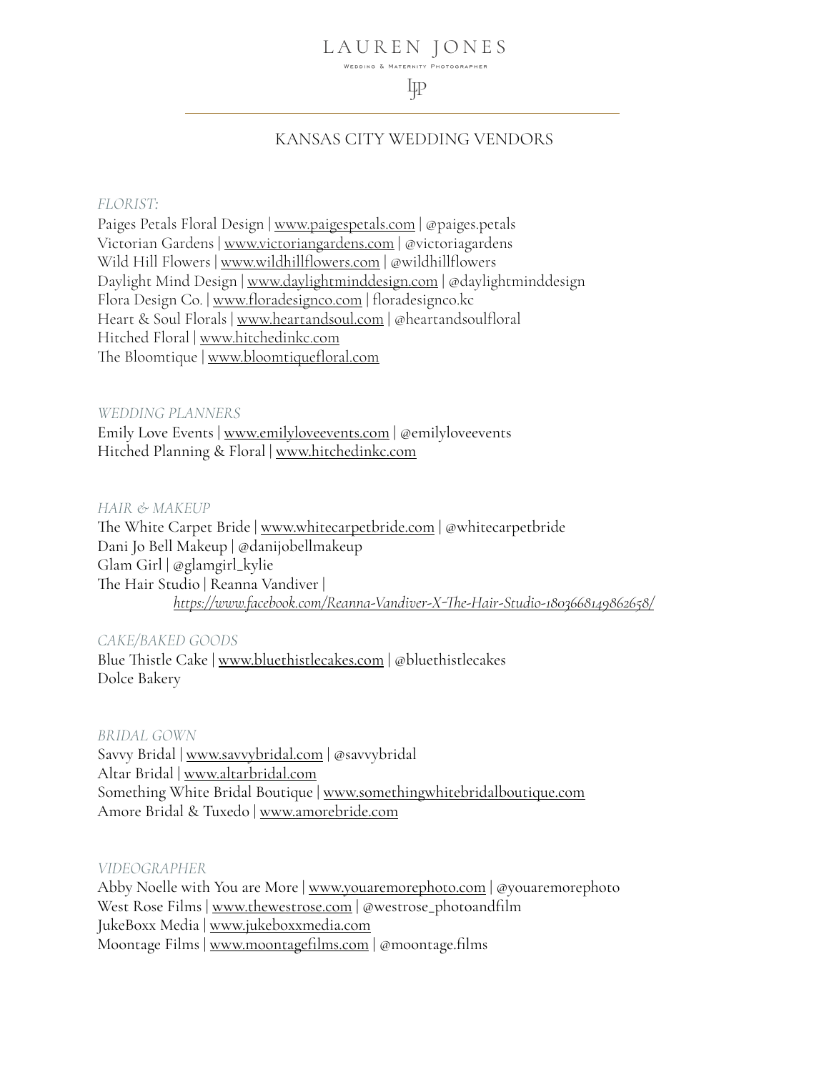# LAUREN JONES

WEDDING & MATERNITY PHOTOGRAPHER

LJP

## KANSAS CITY WEDDING VENDORS

*FLORIST:*

Paiges Petals Floral Design | www.paigespetals.com | @paiges.petals
Victorian Gardens | www.victoriangardens.com | @victoriagardens
Wild Hill Flowers | www.wildhillflowers.com | @wildhillflowers
Daylight Mind Design | www.daylightminddesign.com | @daylightminddesign
Flora Design Co. | www.floradesignco.com | floradesignco.kc
Heart & Soul Florals | www.heartandsoul.com | @heartandsoulfloral
Hitched Floral | www.hitchedinkc.com
The Bloomtique | www.bloomtiquefloral.com

*WEDDING PLANNERS*

Emily Love Events | www.emilyloveevents.com | @emilyloveevents
Hitched Planning & Floral | www.hitchedinkc.com

*HAIR & MAKEUP*

The White Carpet Bride | www.whitecarpetbride.com | @whitecarpetbride
Dani Jo Bell Makeup | @danijobellmakeup
Glam Girl | @glamgirl_kylie
The Hair Studio | Reanna Vandiver |
*https://www.facebook.com/Reanna-Vandiver-X-The-Hair-Studio-1803668149862658/*

*CAKE/BAKED GOODS*

Blue Thistle Cake | www.bluethistlecakes.com | @bluethistlecakes
Dolce Bakery

*BRIDAL GOWN*

Savvy Bridal | www.savvybridal.com | @savvybridal
Altar Bridal | www.altarbridal.com
Something White Bridal Boutique | www.somethingwhitebridalboutique.com
Amore Bridal & Tuxedo | www.amorebride.com

*VIDEOGRAPHER*

Abby Noelle with You are More | www.youaremorephoto.com | @youaremorephoto
West Rose Films | www.thewestrose.com | @westrose_photoandfilm
JukeBoxx Media | www.jukeboxxmedia.com
Moontage Films | www.moontagefilms.com | @moontage.films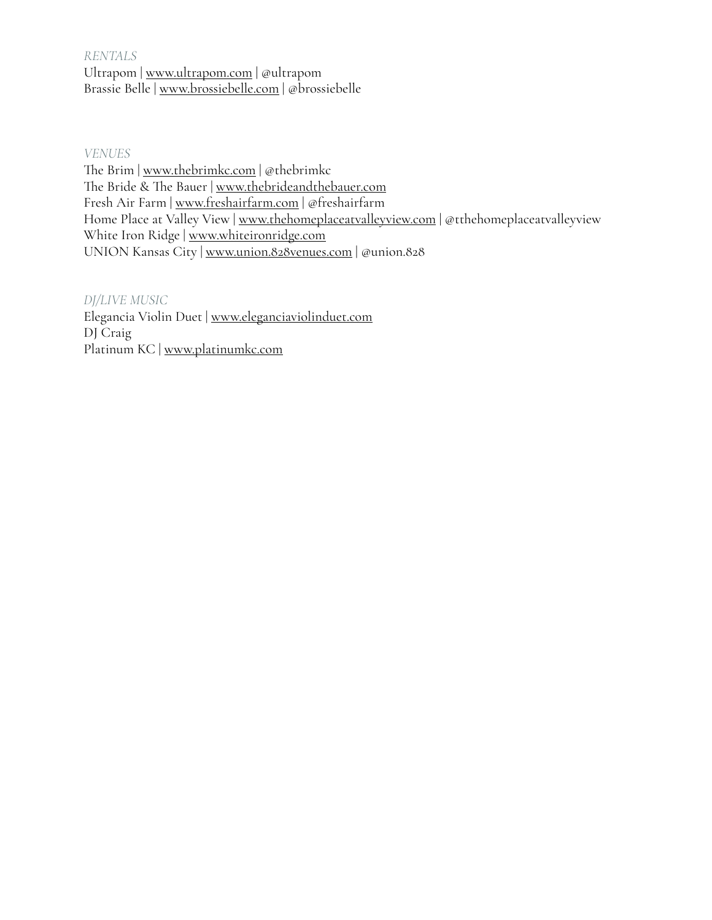*RENTALS*

Ultrapom | www.ultrapom.com | @ultrapom
Brassie Belle | www.brossiebelle.com | @brossiebelle

*VENUES*

The Brim | www.thebrimkc.com | @thebrimkc
The Bride & The Bauer | www.thebrideandthebauer.com
Fresh Air Farm | www.freshairfarm.com | @freshairfarm
Home Place at Valley View | www.thehomeplaceatvalleyview.com | @tthehomeplaceatvalleyview
White Iron Ridge | www.whiteironridge.com
UNION Kansas City | www.union.828venues.com | @union.828

*DJ/LIVE MUSIC*

Elegancia Violin Duet | www.eleganciaviolinduet.com
DJ Craig
Platinum KC | www.platinumkc.com